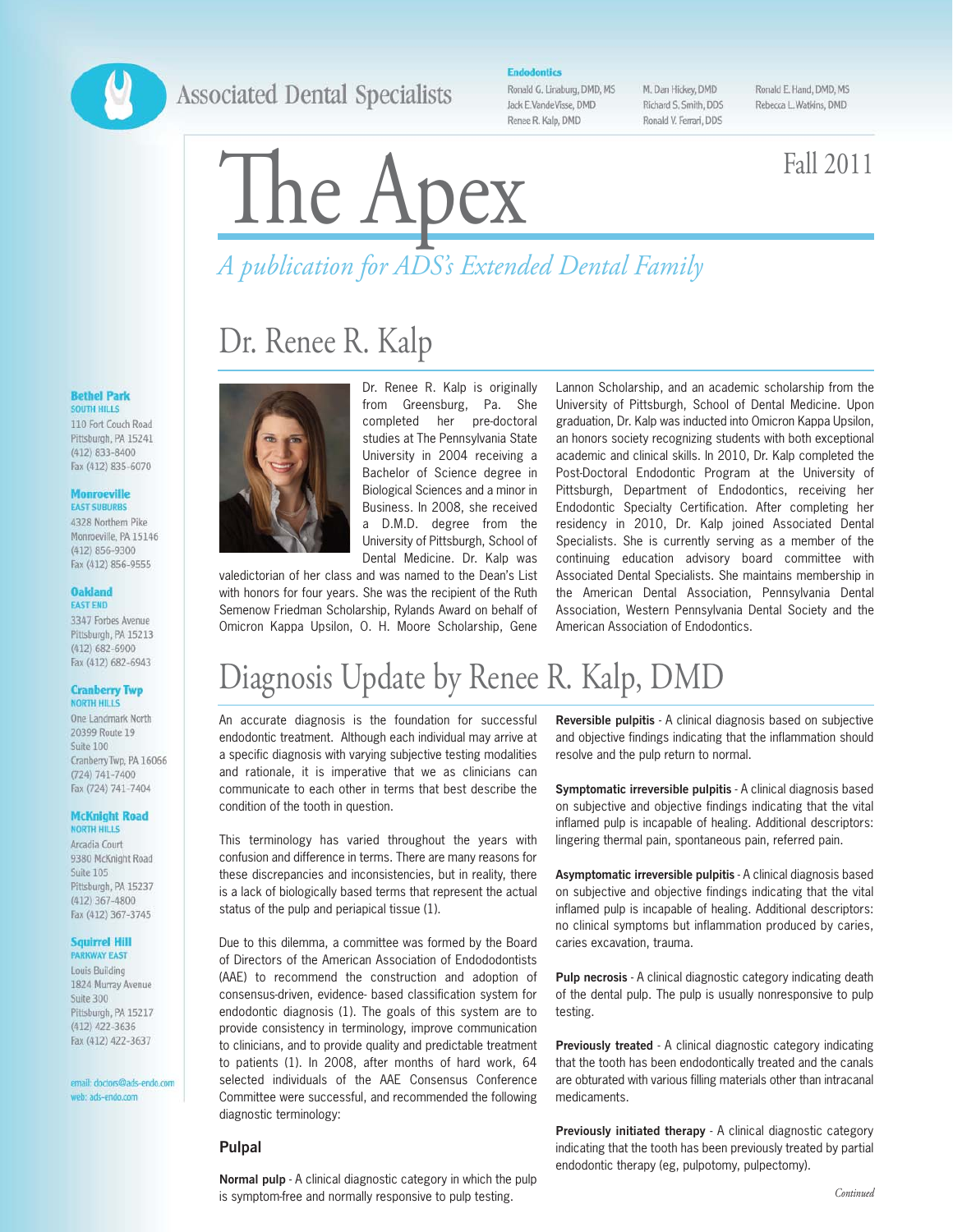# Associated Dental Specialists

**Endodontics**

Ronald G. Linaburg, DMD, MS
Jack E. VandeVisse, DMD
Renee R. Kalp, DMD
M. Dan Hickey, DMD
Richard S. Smith, DDS
Ronald V. Ferrari, DDS
Ronald E. Hand, DMD, MS
Rebecca L. Watkins, DMD

# The Apex

Fall 2011

*A publication for ADS's Extended Dental Family*

**Bethel Park**
SOUTH HILLS
110 Fort Couch Road
Pittsburgh, PA 15241
(412) 833-8400
Fax (412) 835-6070

**Monroeville**
EAST SUBURBS
4328 Northern Pike
Monroeville, PA 15146
(412) 856-9300
Fax (412) 856-9555

**Oakland**
EAST END
3347 Forbes Avenue
Pittsburgh, PA 15213
(412) 682-6900
Fax (412) 682-6943

**Cranberry Twp**
NORTH HILLS
One Landmark North
20399 Route 19
Suite 100
Cranberry Twp, PA 16066
(724) 741-7400
Fax (724) 741-7404

**McKnight Road**
NORTH HILLS
Arcadia Court
9380 McKnight Road
Suite 105
Pittsburgh, PA 15237
(412) 367-4800
Fax (412) 367-3745

**Squirrel Hill**
PARKWAY EAST
Louis Building
1824 Murray Avenue
Suite 300
Pittsburgh, PA 15217
(412) 422-3636
Fax (412) 422-3637

email: doctors@ads-endo.com
web: ads-endo.com

## Dr. Renee R. Kalp

Dr. Renee R. Kalp is originally from Greensburg, Pa. She completed her pre-doctoral studies at The Pennsylvania State University in 2004 receiving a Bachelor of Science degree in Biological Sciences and a minor in Business. In 2008, she received a D.M.D. degree from the University of Pittsburgh, School of Dental Medicine. Dr. Kalp was valedictorian of her class and was named to the Dean's List with honors for four years. She was the recipient of the Ruth Semenow Friedman Scholarship, Rylands Award on behalf of Omicron Kappa Upsilon, O. H. Moore Scholarship, Gene Lannon Scholarship, and an academic scholarship from the University of Pittsburgh, School of Dental Medicine. Upon graduation, Dr. Kalp was inducted into Omicron Kappa Upsilon, an honors society recognizing students with both exceptional academic and clinical skills. In 2010, Dr. Kalp completed the Post-Doctoral Endodontic Program at the University of Pittsburgh, Department of Endodontics, receiving her Endodontic Specialty Certification. After completing her residency in 2010, Dr. Kalp joined Associated Dental Specialists. She is currently serving as a member of the continuing education advisory board committee with Associated Dental Specialists. She maintains membership in the American Dental Association, Pennsylvania Dental Association, Western Pennsylvania Dental Society and the American Association of Endodontics.

## Diagnosis Update by Renee R. Kalp, DMD

An accurate diagnosis is the foundation for successful endodontic treatment. Although each individual may arrive at a specific diagnosis with varying subjective testing modalities and rationale, it is imperative that we as clinicians can communicate to each other in terms that best describe the condition of the tooth in question.

This terminology has varied throughout the years with confusion and difference in terms. There are many reasons for these discrepancies and inconsistencies, but in reality, there is a lack of biologically based terms that represent the actual status of the pulp and periapical tissue (1).

Due to this dilemma, a committee was formed by the Board of Directors of the American Association of Endododontists (AAE) to recommend the construction and adoption of consensus-driven, evidence- based classification system for endodontic diagnosis (1). The goals of this system are to provide consistency in terminology, improve communication to clinicians, and to provide quality and predictable treatment to patients (1). In 2008, after months of hard work, 64 selected individuals of the AAE Consensus Conference Committee were successful, and recommended the following diagnostic terminology:

### Pulpal

**Normal pulp** - A clinical diagnostic category in which the pulp is symptom-free and normally responsive to pulp testing.

**Reversible pulpitis** - A clinical diagnosis based on subjective and objective findings indicating that the inflammation should resolve and the pulp return to normal.

**Symptomatic irreversible pulpitis** - A clinical diagnosis based on subjective and objective findings indicating that the vital inflamed pulp is incapable of healing. Additional descriptors: lingering thermal pain, spontaneous pain, referred pain.

**Asymptomatic irreversible pulpitis** - A clinical diagnosis based on subjective and objective findings indicating that the vital inflamed pulp is incapable of healing. Additional descriptors: no clinical symptoms but inflammation produced by caries, caries excavation, trauma.

**Pulp necrosis** - A clinical diagnostic category indicating death of the dental pulp. The pulp is usually nonresponsive to pulp testing.

**Previously treated** - A clinical diagnostic category indicating that the tooth has been endodontically treated and the canals are obturated with various filling materials other than intracanal medicaments.

**Previously initiated therapy** - A clinical diagnostic category indicating that the tooth has been previously treated by partial endodontic therapy (eg, pulpotomy, pulpectomy).

*Continued*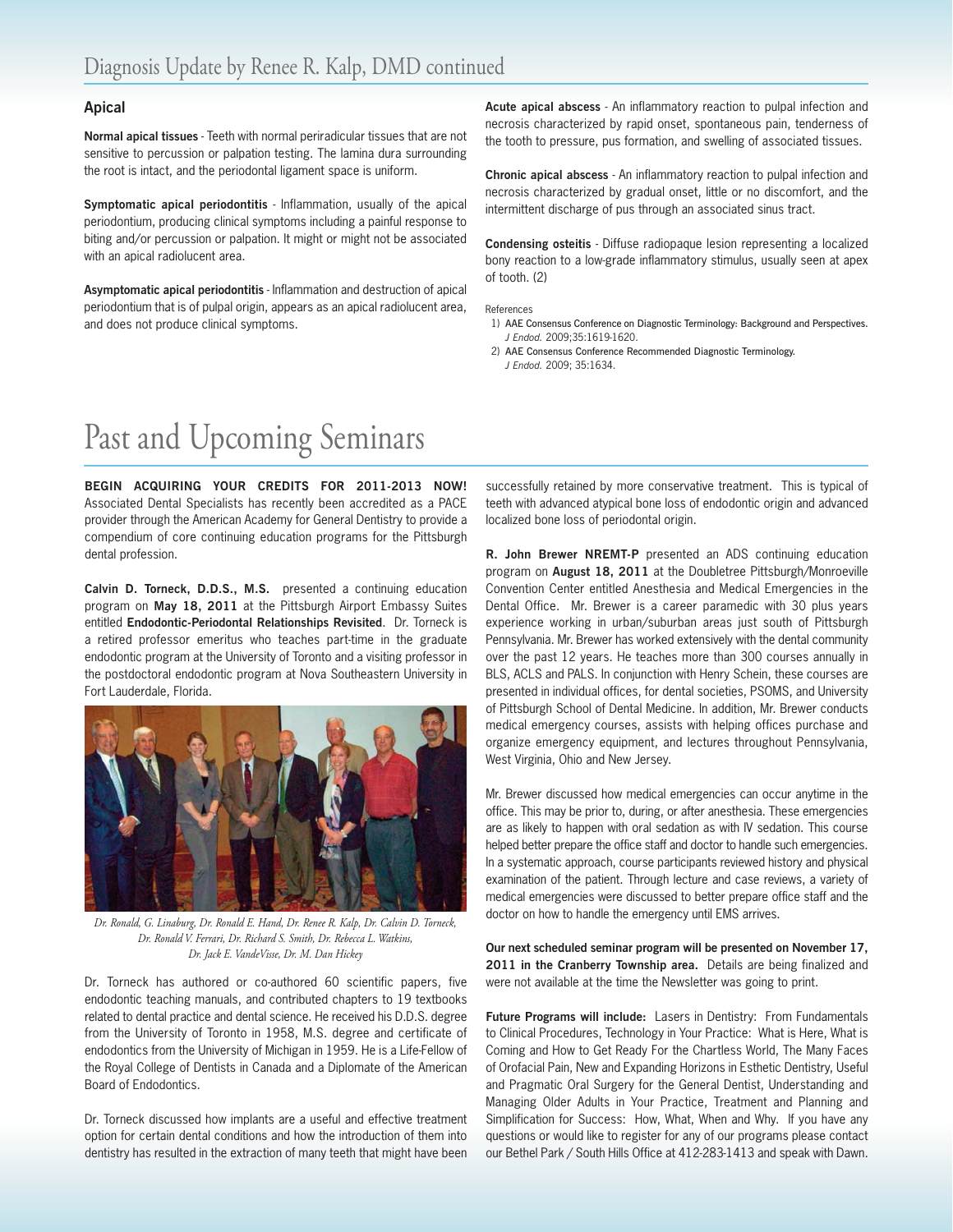## Diagnosis Update by Renee R. Kalp, DMD continued

### Apical

**Normal apical tissues** - Teeth with normal periradicular tissues that are not sensitive to percussion or palpation testing. The lamina dura surrounding the root is intact, and the periodontal ligament space is uniform.

**Symptomatic apical periodontitis** - Inflammation, usually of the apical periodontium, producing clinical symptoms including a painful response to biting and/or percussion or palpation. It might or might not be associated with an apical radiolucent area.

**Asymptomatic apical periodontitis** - Inflammation and destruction of apical periodontium that is of pulpal origin, appears as an apical radiolucent area, and does not produce clinical symptoms.

**Acute apical abscess** - An inflammatory reaction to pulpal infection and necrosis characterized by rapid onset, spontaneous pain, tenderness of the tooth to pressure, pus formation, and swelling of associated tissues.

**Chronic apical abscess** - An inflammatory reaction to pulpal infection and necrosis characterized by gradual onset, little or no discomfort, and the intermittent discharge of pus through an associated sinus tract.

**Condensing osteitis** - Diffuse radiopaque lesion representing a localized bony reaction to a low-grade inflammatory stimulus, usually seen at apex of tooth. (2)

References

1) AAE Consensus Conference on Diagnostic Terminology: Background and Perspectives. *J Endod.* 2009;35:1619-1620.
2) AAE Consensus Conference Recommended Diagnostic Terminology. *J Endod.* 2009; 35:1634.

# Past and Upcoming Seminars

**BEGIN ACQUIRING YOUR CREDITS FOR 2011-2013 NOW!** Associated Dental Specialists has recently been accredited as a PACE provider through the American Academy for General Dentistry to provide a compendium of core continuing education programs for the Pittsburgh dental profession.

**Calvin D. Torneck, D.D.S., M.S.** presented a continuing education program on **May 18, 2011** at the Pittsburgh Airport Embassy Suites entitled **Endodontic-Periodontal Relationships Revisited**. Dr. Torneck is a retired professor emeritus who teaches part-time in the graduate endodontic program at the University of Toronto and a visiting professor in the postdoctoral endodontic program at Nova Southeastern University in Fort Lauderdale, Florida.

*Dr. Ronald, G. Linaburg, Dr. Ronald E. Hand, Dr. Renee R. Kalp, Dr. Calvin D. Torneck, Dr. Ronald V. Ferrari, Dr. Richard S. Smith, Dr. Rebecca L. Watkins, Dr. Jack E. VandeVisse, Dr. M. Dan Hickey*

Dr. Torneck has authored or co-authored 60 scientific papers, five endodontic teaching manuals, and contributed chapters to 19 textbooks related to dental practice and dental science. He received his D.D.S. degree from the University of Toronto in 1958, M.S. degree and certificate of endodontics from the University of Michigan in 1959. He is a Life-Fellow of the Royal College of Dentists in Canada and a Diplomate of the American Board of Endodontics.

Dr. Torneck discussed how implants are a useful and effective treatment option for certain dental conditions and how the introduction of them into dentistry has resulted in the extraction of many teeth that might have been successfully retained by more conservative treatment. This is typical of teeth with advanced atypical bone loss of endodontic origin and advanced localized bone loss of periodontal origin.

**R. John Brewer NREMT-P** presented an ADS continuing education program on **August 18, 2011** at the Doubletree Pittsburgh/Monroeville Convention Center entitled Anesthesia and Medical Emergencies in the Dental Office. Mr. Brewer is a career paramedic with 30 plus years experience working in urban/suburban areas just south of Pittsburgh Pennsylvania. Mr. Brewer has worked extensively with the dental community over the past 12 years. He teaches more than 300 courses annually in BLS, ACLS and PALS. In conjunction with Henry Schein, these courses are presented in individual offices, for dental societies, PSOMS, and University of Pittsburgh School of Dental Medicine. In addition, Mr. Brewer conducts medical emergency courses, assists with helping offices purchase and organize emergency equipment, and lectures throughout Pennsylvania, West Virginia, Ohio and New Jersey.

Mr. Brewer discussed how medical emergencies can occur anytime in the office. This may be prior to, during, or after anesthesia. These emergencies are as likely to happen with oral sedation as with IV sedation. This course helped better prepare the office staff and doctor to handle such emergencies. In a systematic approach, course participants reviewed history and physical examination of the patient. Through lecture and case reviews, a variety of medical emergencies were discussed to better prepare office staff and the doctor on how to handle the emergency until EMS arrives.

**Our next scheduled seminar program will be presented on November 17, 2011 in the Cranberry Township area.** Details are being finalized and were not available at the time the Newsletter was going to print.

**Future Programs will include:** Lasers in Dentistry: From Fundamentals to Clinical Procedures, Technology in Your Practice: What is Here, What is Coming and How to Get Ready For the Chartless World, The Many Faces of Orofacial Pain, New and Expanding Horizons in Esthetic Dentistry, Useful and Pragmatic Oral Surgery for the General Dentist, Understanding and Managing Older Adults in Your Practice, Treatment and Planning and Simplification for Success: How, What, When and Why. If you have any questions or would like to register for any of our programs please contact our Bethel Park / South Hills Office at 412-283-1413 and speak with Dawn.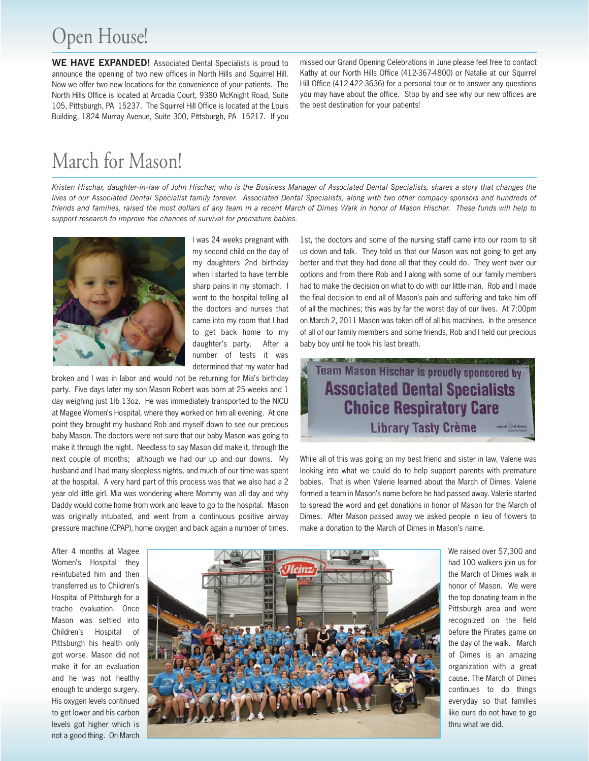# Open House!

**WE HAVE EXPANDED!** Associated Dental Specialists is proud to announce the opening of two new offices in North Hills and Squirrel Hill. Now we offer two new locations for the convenience of your patients. The North Hills Office is located at Arcadia Court, 9380 McKnight Road, Suite 105, Pittsburgh, PA 15237. The Squirrel Hill Office is located at the Louis Building, 1824 Murray Avenue, Suite 300, Pittsburgh, PA 15217. If you missed our Grand Opening Celebrations in June please feel free to contact Kathy at our North Hills Office (412-367-4800) or Natalie at our Squirrel Hill Office (412-422-3636) for a personal tour or to answer any questions you may have about the office. Stop by and see why our new offices are the best destination for your patients!

# March for Mason!

*Kristen Hischar, daughter-in-law of John Hischar, who is the Business Manager of Associated Dental Specialists, shares a story that changes the lives of our Associated Dental Specialist family forever. Associated Dental Specialists, along with two other company sponsors and hundreds of friends and families, raised the most dollars of any team in a recent March of Dimes Walk in honor of Mason Hischar. These funds will help to support research to improve the chances of survival for premature babies.*

I was 24 weeks pregnant with my second child on the day of my daughters 2nd birthday when I started to have terrible sharp pains in my stomach. I went to the hospital telling all the doctors and nurses that came into my room that I had to get back home to my daughter's party. After a number of tests it was determined that my water had broken and I was in labor and would not be returning for Mia's birthday party. Five days later my son Mason Robert was born at 25 weeks and 1 day weighing just 1lb 13oz. He was immediately transported to the NICU at Magee Women's Hospital, where they worked on him all evening. At one point they brought my husband Rob and myself down to see our precious baby Mason. The doctors were not sure that our baby Mason was going to make it through the night. Needless to say Mason did make it, through the next couple of months; although we had our up and our downs. My husband and I had many sleepless nights, and much of our time was spent at the hospital. A very hard part of this process was that we also had a 2 year old little girl. Mia was wondering where Mommy was all day and why Daddy would come home from work and leave to go to the hospital. Mason was originally intubated, and went from a continuous positive airway pressure machine (CPAP), home oxygen and back again a number of times.

After 4 months at Magee Women's Hospital they re-intubated him and then transferred us to Children's Hospital of Pittsburgh for a trache evaluation. Once Mason was settled into Children's Hospital of Pittsburgh his health only got worse. Mason did not make it for an evaluation and he was not healthy enough to undergo surgery. His oxygen levels continued to get lower and his carbon levels got higher which is not a good thing. On March 1st, the doctors and some of the nursing staff came into our room to sit us down and talk. They told us that our Mason was not going to get any better and that they had done all that they could do. They went over our options and from there Rob and I along with some of our family members had to make the decision on what to do with our little man. Rob and I made the final decision to end all of Mason's pain and suffering and take him off of all the machines; this was by far the worst day of our lives. At 7:00pm on March 2, 2011 Mason was taken off of all his machines. In the presence of all of our family members and some friends, Rob and I held our precious baby boy until he took his last breath.

While all of this was going on my best friend and sister in law, Valerie was looking into what we could do to help support parents with premature babies. That is when Valerie learned about the March of Dimes. Valerie formed a team in Mason's name before he had passed away. Valerie started to spread the word and get donations in honor of Mason for the March of Dimes. After Mason passed away we asked people in lieu of flowers to make a donation to the March of Dimes in Mason's name.

We raised over $7,300 and had 100 walkers join us for the March of Dimes walk in honor of Mason. We were the top donating team in the Pittsburgh area and were recognized on the field before the Pirates game on the day of the walk. March of Dimes is an amazing organization with a great cause. The March of Dimes continues to do things everyday so that families like ours do not have to go thru what we did.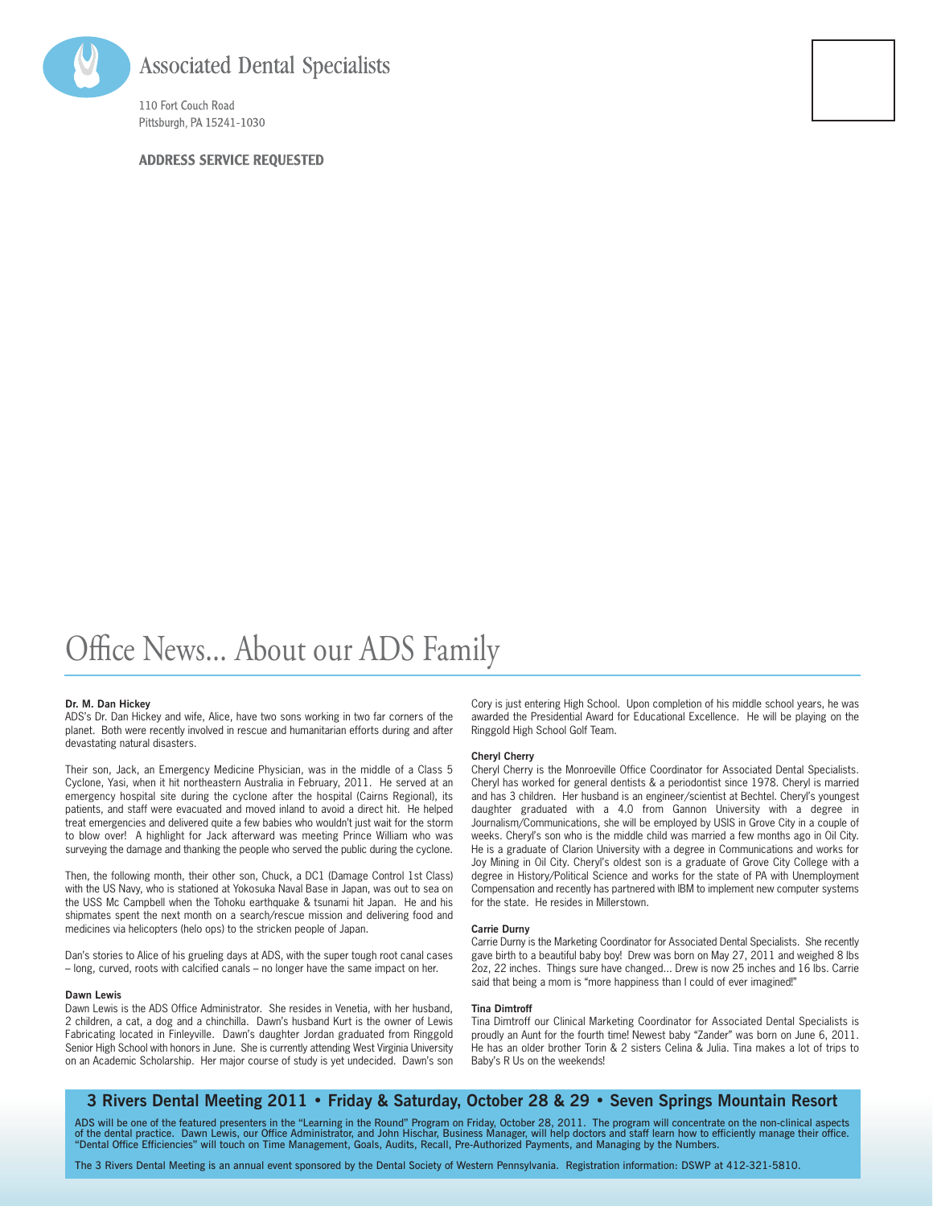# Associated Dental Specialists

110 Fort Couch Road
Pittsburgh, PA 15241-1030

**ADDRESS SERVICE REQUESTED**

# Office News... About our ADS Family

**Dr. M. Dan Hickey**
ADS's Dr. Dan Hickey and wife, Alice, have two sons working in two far corners of the planet. Both were recently involved in rescue and humanitarian efforts during and after devastating natural disasters.

Their son, Jack, an Emergency Medicine Physician, was in the middle of a Class 5 Cyclone, Yasi, when it hit northeastern Australia in February, 2011. He served at an emergency hospital site during the cyclone after the hospital (Cairns Regional), its patients, and staff were evacuated and moved inland to avoid a direct hit. He helped treat emergencies and delivered quite a few babies who wouldn't just wait for the storm to blow over! A highlight for Jack afterward was meeting Prince William who was surveying the damage and thanking the people who served the public during the cyclone.

Then, the following month, their other son, Chuck, a DC1 (Damage Control 1st Class) with the US Navy, who is stationed at Yokosuka Naval Base in Japan, was out to sea on the USS Mc Campbell when the Tohoku earthquake & tsunami hit Japan. He and his shipmates spent the next month on a search/rescue mission and delivering food and medicines via helicopters (helo ops) to the stricken people of Japan.

Dan's stories to Alice of his grueling days at ADS, with the super tough root canal cases – long, curved, roots with calcified canals – no longer have the same impact on her.

**Dawn Lewis**
Dawn Lewis is the ADS Office Administrator. She resides in Venetia, with her husband, 2 children, a cat, a dog and a chinchilla. Dawn's husband Kurt is the owner of Lewis Fabricating located in Finleyville. Dawn's daughter Jordan graduated from Ringgold Senior High School with honors in June. She is currently attending West Virginia University on an Academic Scholarship. Her major course of study is yet undecided. Dawn's son Cory is just entering High School. Upon completion of his middle school years, he was awarded the Presidential Award for Educational Excellence. He will be playing on the Ringgold High School Golf Team.

**Cheryl Cherry**
Cheryl Cherry is the Monroeville Office Coordinator for Associated Dental Specialists. Cheryl has worked for general dentists & a periodontist since 1978. Cheryl is married and has 3 children. Her husband is an engineer/scientist at Bechtel. Cheryl's youngest daughter graduated with a 4.0 from Gannon University with a degree in Journalism/Communications, she will be employed by USIS in Grove City in a couple of weeks. Cheryl's son who is the middle child was married a few months ago in Oil City. He is a graduate of Clarion University with a degree in Communications and works for Joy Mining in Oil City. Cheryl's oldest son is a graduate of Grove City College with a degree in History/Political Science and works for the state of PA with Unemployment Compensation and recently has partnered with IBM to implement new computer systems for the state. He resides in Millerstown.

**Carrie Durny**
Carrie Durny is the Marketing Coordinator for Associated Dental Specialists. She recently gave birth to a beautiful baby boy! Drew was born on May 27, 2011 and weighed 8 lbs 2oz, 22 inches. Things sure have changed... Drew is now 25 inches and 16 lbs. Carrie said that being a mom is "more happiness than I could of ever imagined!"

**Tina Dimtroff**
Tina Dimtroff our Clinical Marketing Coordinator for Associated Dental Specialists is proudly an Aunt for the fourth time! Newest baby "Zander" was born on June 6, 2011. He has an older brother Torin & 2 sisters Celina & Julia. Tina makes a lot of trips to Baby's R Us on the weekends!

## 3 Rivers Dental Meeting 2011 • Friday & Saturday, October 28 & 29 • Seven Springs Mountain Resort

ADS will be one of the featured presenters in the "Learning in the Round" Program on Friday, October 28, 2011. The program will concentrate on the non-clinical aspects of the dental practice. Dawn Lewis, our Office Administrator, and John Hischar, Business Manager, will help doctors and staff learn how to efficiently manage their office. "Dental Office Efficiencies" will touch on Time Management, Goals, Audits, Recall, Pre-Authorized Payments, and Managing by the Numbers.

The 3 Rivers Dental Meeting is an annual event sponsored by the Dental Society of Western Pennsylvania. Registration information: DSWP at 412-321-5810.